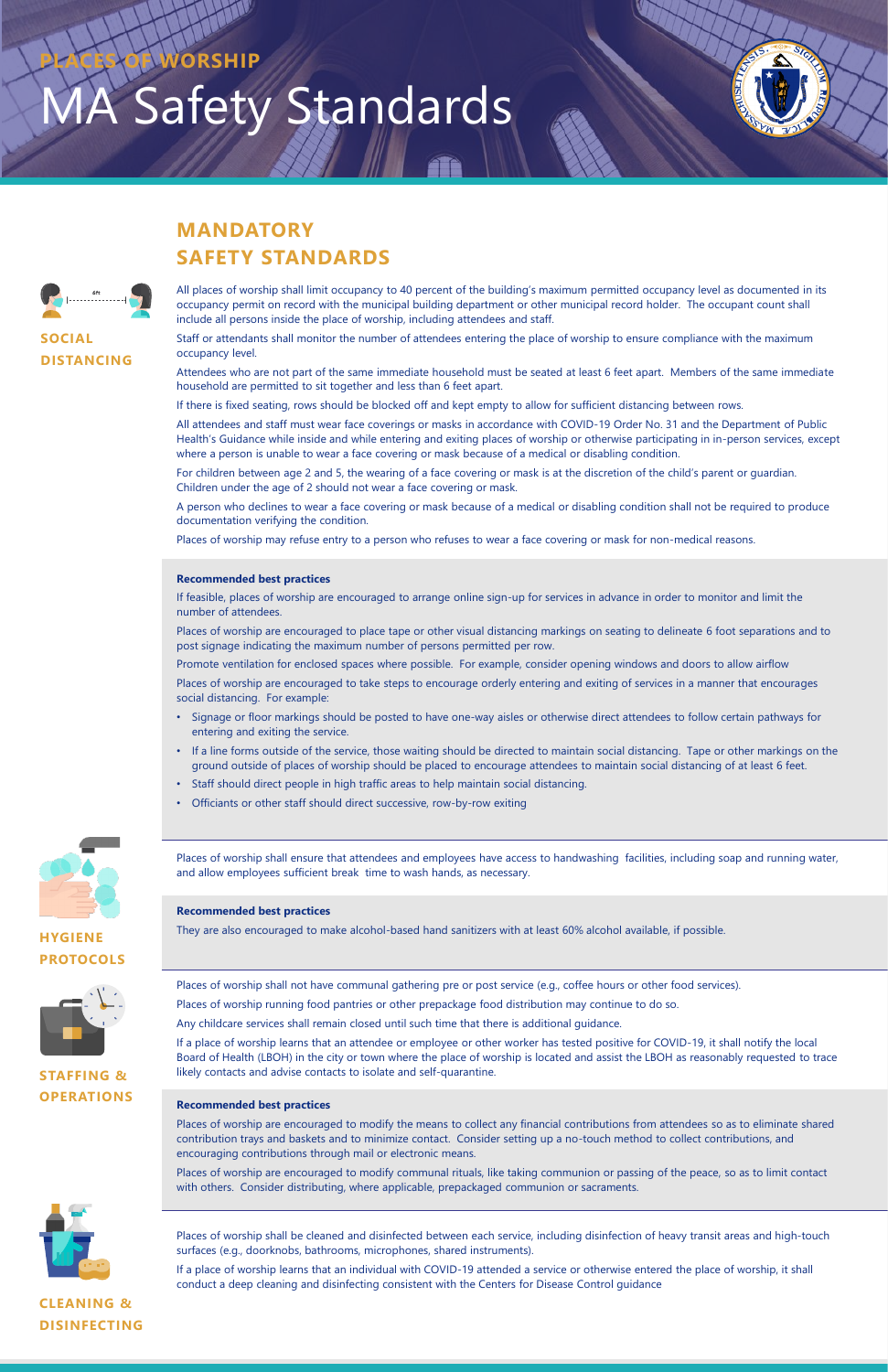PLACES OF WORSHIP

# MA Safety Standards

## MANDATORY SAFETY STANDARDS

### SOCIAL DISTANCING

All places of worship shall limit occupancy to 40 percent of the building's maximum permitted occupancy level as documented in its occupancy permit on record with the municipal building department or other municipal record holder. The occupant count shall include all persons inside the place of worship, including attendees and staff.

Staff or attendants shall monitor the number of attendees entering the place of worship to ensure compliance with the maximum occupancy level.

Attendees who are not part of the same immediate household must be seated at least 6 feet apart. Members of the same immediate household are permitted to sit together and less than 6 feet apart.

If there is fixed seating, rows should be blocked off and kept empty to allow for sufficient distancing between rows.

All attendees and staff must wear face coverings or masks in accordance with COVID-19 Order No. 31 and the Department of Public Health's Guidance while inside and while entering and exiting places of worship or otherwise participating in in-person services, except where a person is unable to wear a face covering or mask because of a medical or disabling condition.

For children between age 2 and 5, the wearing of a face covering or mask is at the discretion of the child's parent or guardian. Children under the age of 2 should not wear a face covering or mask.

A person who declines to wear a face covering or mask because of a medical or disabling condition shall not be required to produce documentation verifying the condition.

Places of worship may refuse entry to a person who refuses to wear a face covering or mask for non-medical reasons.

**Recommended best practices**

If feasible, places of worship are encouraged to arrange online sign-up for services in advance in order to monitor and limit the number of attendees.

Places of worship are encouraged to place tape or other visual distancing markings on seating to delineate 6 foot separations and to post signage indicating the maximum number of persons permitted per row.

Promote ventilation for enclosed spaces where possible. For example, consider opening windows and doors to allow airflow

Places of worship are encouraged to take steps to encourage orderly entering and exiting of services in a manner that encourages social distancing. For example:

- Signage or floor markings should be posted to have one-way aisles or otherwise direct attendees to follow certain pathways for entering and exiting the service.
- If a line forms outside of the service, those waiting should be directed to maintain social distancing. Tape or other markings on the ground outside of places of worship should be placed to encourage attendees to maintain social distancing of at least 6 feet.
- Staff should direct people in high traffic areas to help maintain social distancing.
- Officiants or other staff should direct successive, row-by-row exiting

### HYGIENE PROTOCOLS

Places of worship shall ensure that attendees and employees have access to handwashing facilities, including soap and running water, and allow employees sufficient break time to wash hands, as necessary.

**Recommended best practices**

They are also encouraged to make alcohol-based hand sanitizers with at least 60% alcohol available, if possible.

### STAFFING & OPERATIONS

Places of worship shall not have communal gathering pre or post service (e.g., coffee hours or other food services).

Places of worship running food pantries or other prepackage food distribution may continue to do so.

Any childcare services shall remain closed until such time that there is additional guidance.

If a place of worship learns that an attendee or employee or other worker has tested positive for COVID-19, it shall notify the local Board of Health (LBOH) in the city or town where the place of worship is located and assist the LBOH as reasonably requested to trace likely contacts and advise contacts to isolate and self-quarantine.

**Recommended best practices**

Places of worship are encouraged to modify the means to collect any financial contributions from attendees so as to eliminate shared contribution trays and baskets and to minimize contact. Consider setting up a no-touch method to collect contributions, and encouraging contributions through mail or electronic means.

Places of worship are encouraged to modify communal rituals, like taking communion or passing of the peace, so as to limit contact with others. Consider distributing, where applicable, prepackaged communion or sacraments.

### CLEANING & DISINFECTING

Places of worship shall be cleaned and disinfected between each service, including disinfection of heavy transit areas and high-touch surfaces (e.g., doorknobs, bathrooms, microphones, shared instruments).

If a place of worship learns that an individual with COVID-19 attended a service or otherwise entered the place of worship, it shall conduct a deep cleaning and disinfecting consistent with the Centers for Disease Control guidance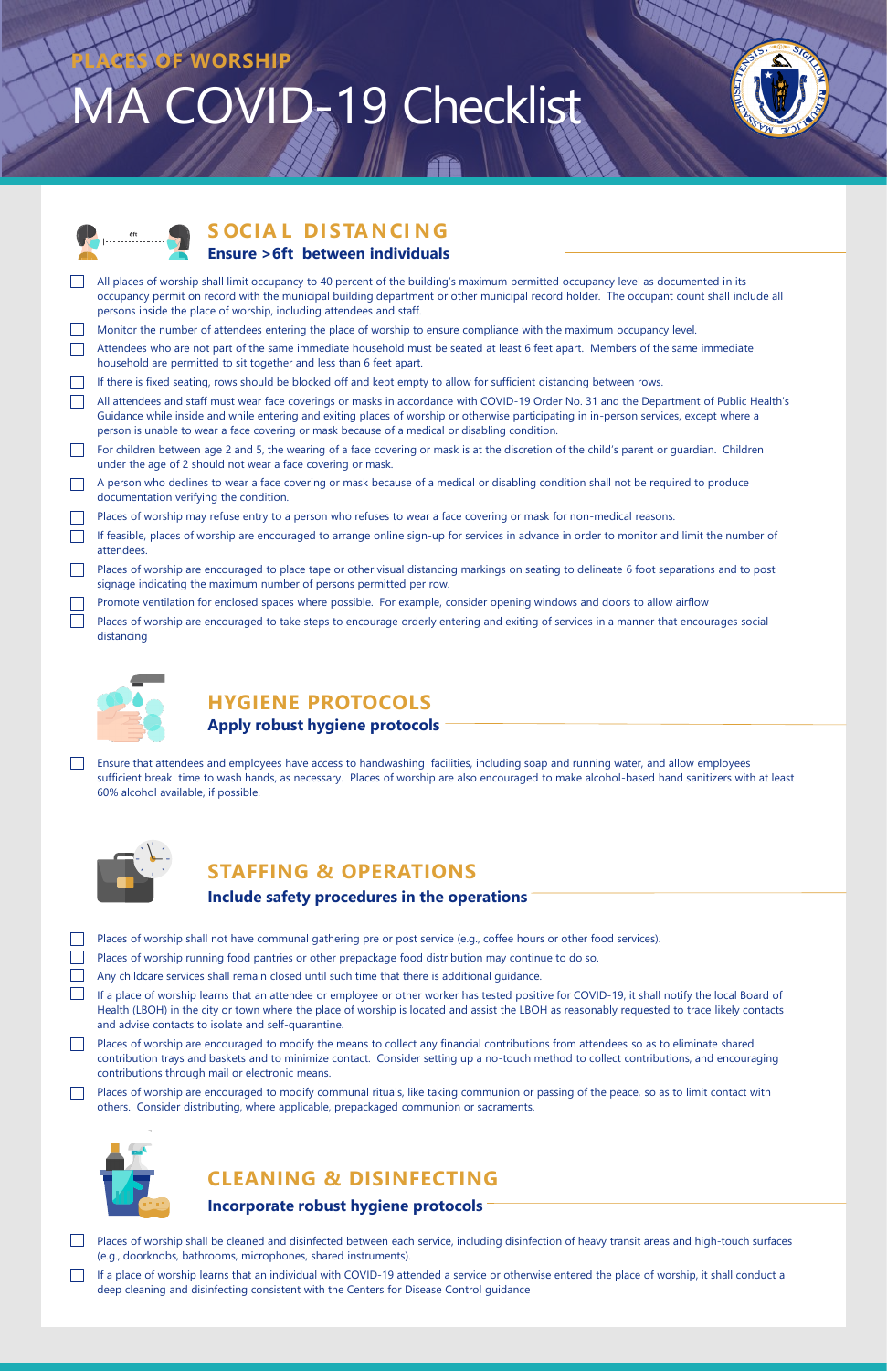PLACES OF WORSHIP

# MA COVID-19 Checklist

## SOCIAL DISTANCING

**Ensure >6ft between individuals**

- [ ] All places of worship shall limit occupancy to 40 percent of the building's maximum permitted occupancy level as documented in its occupancy permit on record with the municipal building department or other municipal record holder. The occupant count shall include all persons inside the place of worship, including attendees and staff.
- [ ] Monitor the number of attendees entering the place of worship to ensure compliance with the maximum occupancy level.
- [ ] Attendees who are not part of the same immediate household must be seated at least 6 feet apart. Members of the same immediate household are permitted to sit together and less than 6 feet apart.
- [ ] If there is fixed seating, rows should be blocked off and kept empty to allow for sufficient distancing between rows.
- [ ] All attendees and staff must wear face coverings or masks in accordance with COVID-19 Order No. 31 and the Department of Public Health's Guidance while inside and while entering and exiting places of worship or otherwise participating in in-person services, except where a person is unable to wear a face covering or mask because of a medical or disabling condition.
- [ ] For children between age 2 and 5, the wearing of a face covering or mask is at the discretion of the child's parent or guardian. Children under the age of 2 should not wear a face covering or mask.
- [ ] A person who declines to wear a face covering or mask because of a medical or disabling condition shall not be required to produce documentation verifying the condition.
- [ ] Places of worship may refuse entry to a person who refuses to wear a face covering or mask for non-medical reasons.
- [ ] If feasible, places of worship are encouraged to arrange online sign-up for services in advance in order to monitor and limit the number of attendees.
- [ ] Places of worship are encouraged to place tape or other visual distancing markings on seating to delineate 6 foot separations and to post signage indicating the maximum number of persons permitted per row.
- [ ] Promote ventilation for enclosed spaces where possible. For example, consider opening windows and doors to allow airflow
- [ ] Places of worship are encouraged to take steps to encourage orderly entering and exiting of services in a manner that encourages social distancing

## HYGIENE PROTOCOLS

**Apply robust hygiene protocols**

- [ ] Ensure that attendees and employees have access to handwashing facilities, including soap and running water, and allow employees sufficient break time to wash hands, as necessary. Places of worship are also encouraged to make alcohol-based hand sanitizers with at least 60% alcohol available, if possible.

## STAFFING & OPERATIONS

**Include safety procedures in the operations**

- [ ] Places of worship shall not have communal gathering pre or post service (e.g., coffee hours or other food services).
- [ ] Places of worship running food pantries or other prepackage food distribution may continue to do so.
- [ ] Any childcare services shall remain closed until such time that there is additional guidance.
- [ ] If a place of worship learns that an attendee or employee or other worker has tested positive for COVID-19, it shall notify the local Board of Health (LBOH) in the city or town where the place of worship is located and assist the LBOH as reasonably requested to trace likely contacts and advise contacts to isolate and self-quarantine.
- [ ] Places of worship are encouraged to modify the means to collect any financial contributions from attendees so as to eliminate shared contribution trays and baskets and to minimize contact. Consider setting up a no-touch method to collect contributions, and encouraging contributions through mail or electronic means.
- [ ] Places of worship are encouraged to modify communal rituals, like taking communion or passing of the peace, so as to limit contact with others. Consider distributing, where applicable, prepackaged communion or sacraments.

## CLEANING & DISINFECTING

**Incorporate robust hygiene protocols**

- [ ] Places of worship shall be cleaned and disinfected between each service, including disinfection of heavy transit areas and high-touch surfaces (e.g., doorknobs, bathrooms, microphones, shared instruments).
- [ ] If a place of worship learns that an individual with COVID-19 attended a service or otherwise entered the place of worship, it shall conduct a deep cleaning and disinfecting consistent with the Centers for Disease Control guidance